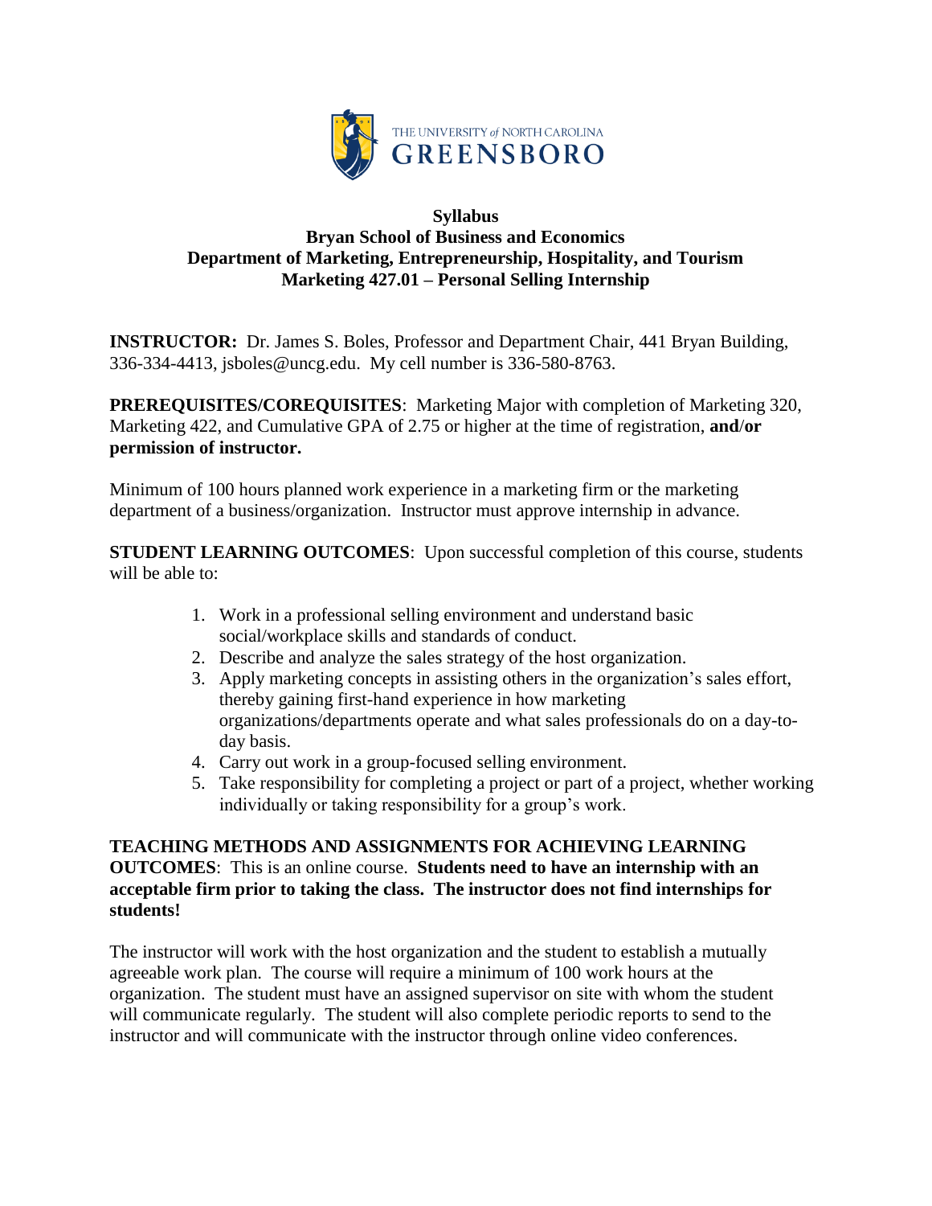THE UNIVERSITY *of* NORTH CAROLINA
GREENSBORO

**Syllabus**
**Bryan School of Business and Economics**
**Department of Marketing, Entrepreneurship, Hospitality, and Tourism**
**Marketing 427.01 – Personal Selling Internship**

**INSTRUCTOR:** Dr. James S. Boles, Professor and Department Chair, 441 Bryan Building, 336-334-4413, jsboles@uncg.edu. My cell number is 336-580-8763.

**PREREQUISITES/COREQUISITES**: Marketing Major with completion of Marketing 320, Marketing 422, and Cumulative GPA of 2.75 or higher at the time of registration, **and**/**or permission of instructor.**

Minimum of 100 hours planned work experience in a marketing firm or the marketing department of a business/organization. Instructor must approve internship in advance.

**STUDENT LEARNING OUTCOMES**: Upon successful completion of this course, students will be able to:

1. Work in a professional selling environment and understand basic social/workplace skills and standards of conduct.
2. Describe and analyze the sales strategy of the host organization.
3. Apply marketing concepts in assisting others in the organization's sales effort, thereby gaining first-hand experience in how marketing organizations/departments operate and what sales professionals do on a day-to-day basis.
4. Carry out work in a group-focused selling environment.
5. Take responsibility for completing a project or part of a project, whether working individually or taking responsibility for a group's work.

**TEACHING METHODS AND ASSIGNMENTS FOR ACHIEVING LEARNING OUTCOMES**: This is an online course. **Students need to have an internship with an acceptable firm prior to taking the class. The instructor does not find internships for students!**

The instructor will work with the host organization and the student to establish a mutually agreeable work plan. The course will require a minimum of 100 work hours at the organization. The student must have an assigned supervisor on site with whom the student will communicate regularly. The student will also complete periodic reports to send to the instructor and will communicate with the instructor through online video conferences.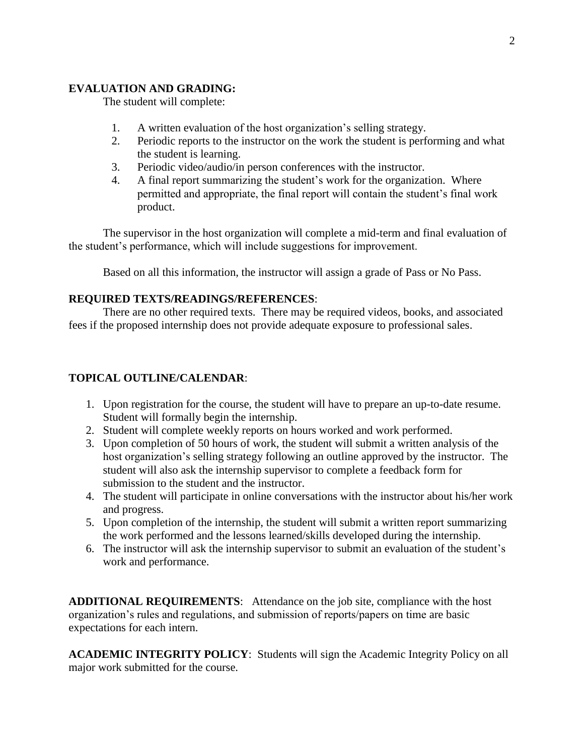**EVALUATION AND GRADING:**

The student will complete:

1. A written evaluation of the host organization's selling strategy.
2. Periodic reports to the instructor on the work the student is performing and what the student is learning.
3. Periodic video/audio/in person conferences with the instructor.
4. A final report summarizing the student's work for the organization. Where permitted and appropriate, the final report will contain the student's final work product.

The supervisor in the host organization will complete a mid-term and final evaluation of the student's performance, which will include suggestions for improvement.

Based on all this information, the instructor will assign a grade of Pass or No Pass.

**REQUIRED TEXTS/READINGS/REFERENCES**:

There are no other required texts. There may be required videos, books, and associated fees if the proposed internship does not provide adequate exposure to professional sales.

**TOPICAL OUTLINE/CALENDAR**:

1. Upon registration for the course, the student will have to prepare an up-to-date resume. Student will formally begin the internship.
2. Student will complete weekly reports on hours worked and work performed.
3. Upon completion of 50 hours of work, the student will submit a written analysis of the host organization's selling strategy following an outline approved by the instructor. The student will also ask the internship supervisor to complete a feedback form for submission to the student and the instructor.
4. The student will participate in online conversations with the instructor about his/her work and progress.
5. Upon completion of the internship, the student will submit a written report summarizing the work performed and the lessons learned/skills developed during the internship.
6. The instructor will ask the internship supervisor to submit an evaluation of the student's work and performance.

**ADDITIONAL REQUIREMENTS**: Attendance on the job site, compliance with the host organization's rules and regulations, and submission of reports/papers on time are basic expectations for each intern.

**ACADEMIC INTEGRITY POLICY**: Students will sign the Academic Integrity Policy on all major work submitted for the course.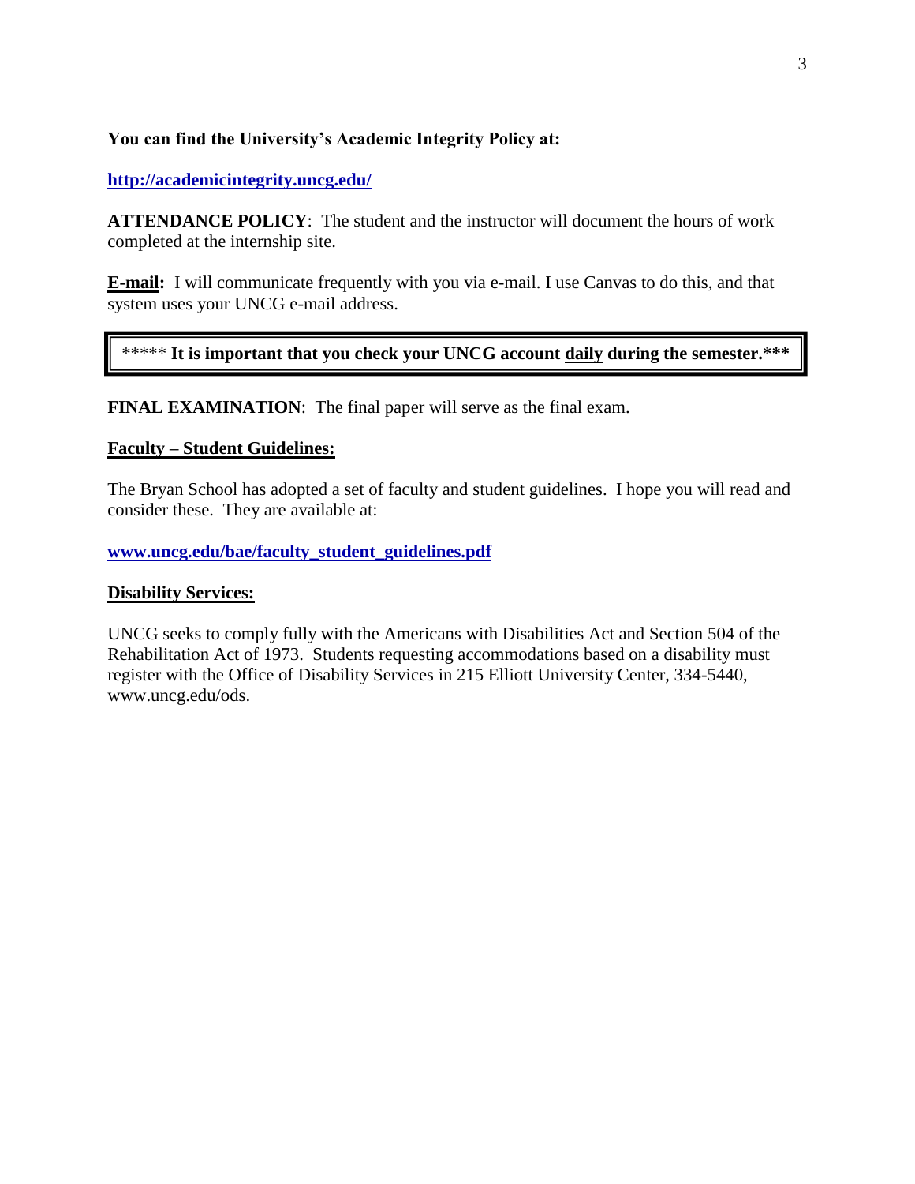**You can find the University's Academic Integrity Policy at:**

**http://academicintegrity.uncg.edu/**

**ATTENDANCE POLICY**: The student and the instructor will document the hours of work completed at the internship site.

**E-mail:** I will communicate frequently with you via e-mail. I use Canvas to do this, and that system uses your UNCG e-mail address.

***** **It is important that you check your UNCG account daily during the semester.*****

**FINAL EXAMINATION**: The final paper will serve as the final exam.

**Faculty – Student Guidelines:**

The Bryan School has adopted a set of faculty and student guidelines. I hope you will read and consider these. They are available at:

**www.uncg.edu/bae/faculty_student_guidelines.pdf**

**Disability Services:**

UNCG seeks to comply fully with the Americans with Disabilities Act and Section 504 of the Rehabilitation Act of 1973. Students requesting accommodations based on a disability must register with the Office of Disability Services in 215 Elliott University Center, 334-5440, www.uncg.edu/ods.